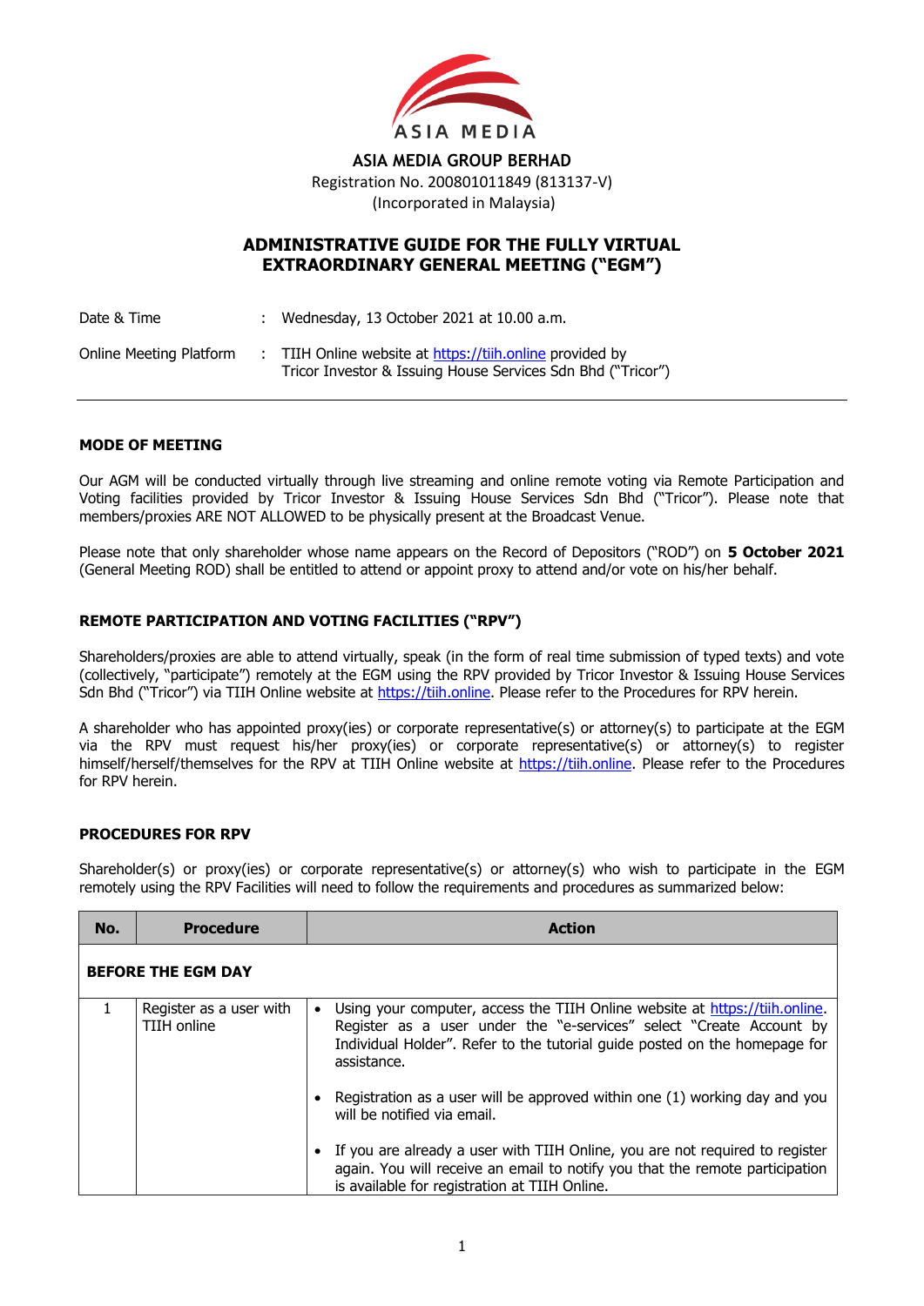ASIA MEDIA

# ASIA MEDIA GROUP BERHAD

Registration No. 200801011849 (813137-V)
(Incorporated in Malaysia)

## ADMINISTRATIVE GUIDE FOR THE FULLY VIRTUAL EXTRAORDINARY GENERAL MEETING ("EGM")

| | | |
|---|---|---|
| Date & Time | : | Wednesday, 13 October 2021 at 10.00 a.m. |
| Online Meeting Platform | : | TIIH Online website at https://tiih.online provided by Tricor Investor & Issuing House Services Sdn Bhd ("Tricor") |

### MODE OF MEETING

Our AGM will be conducted virtually through live streaming and online remote voting via Remote Participation and Voting facilities provided by Tricor Investor & Issuing House Services Sdn Bhd ("Tricor"). Please note that members/proxies ARE NOT ALLOWED to be physically present at the Broadcast Venue.

Please note that only shareholder whose name appears on the Record of Depositors ("ROD") on **5 October 2021** (General Meeting ROD) shall be entitled to attend or appoint proxy to attend and/or vote on his/her behalf.

### REMOTE PARTICIPATION AND VOTING FACILITIES ("RPV")

Shareholders/proxies are able to attend virtually, speak (in the form of real time submission of typed texts) and vote (collectively, "participate") remotely at the EGM using the RPV provided by Tricor Investor & Issuing House Services Sdn Bhd ("Tricor") via TIIH Online website at https://tiih.online. Please refer to the Procedures for RPV herein.

A shareholder who has appointed proxy(ies) or corporate representative(s) or attorney(s) to participate at the EGM via the RPV must request his/her proxy(ies) or corporate representative(s) or attorney(s) to register himself/herself/themselves for the RPV at TIIH Online website at https://tiih.online. Please refer to the Procedures for RPV herein.

### PROCEDURES FOR RPV

Shareholder(s) or proxy(ies) or corporate representative(s) or attorney(s) who wish to participate in the EGM remotely using the RPV Facilities will need to follow the requirements and procedures as summarized below:

| No. | Procedure | Action |
|---|---|---|
| **BEFORE THE EGM DAY** | | |
| 1 | Register as a user with TIIH online | • Using your computer, access the TIIH Online website at https://tiih.online. Register as a user under the "e-services" select "Create Account by Individual Holder". Refer to the tutorial guide posted on the homepage for assistance.<br>• Registration as a user will be approved within one (1) working day and you will be notified via email.<br>• If you are already a user with TIIH Online, you are not required to register again. You will receive an email to notify you that the remote participation is available for registration at TIIH Online. |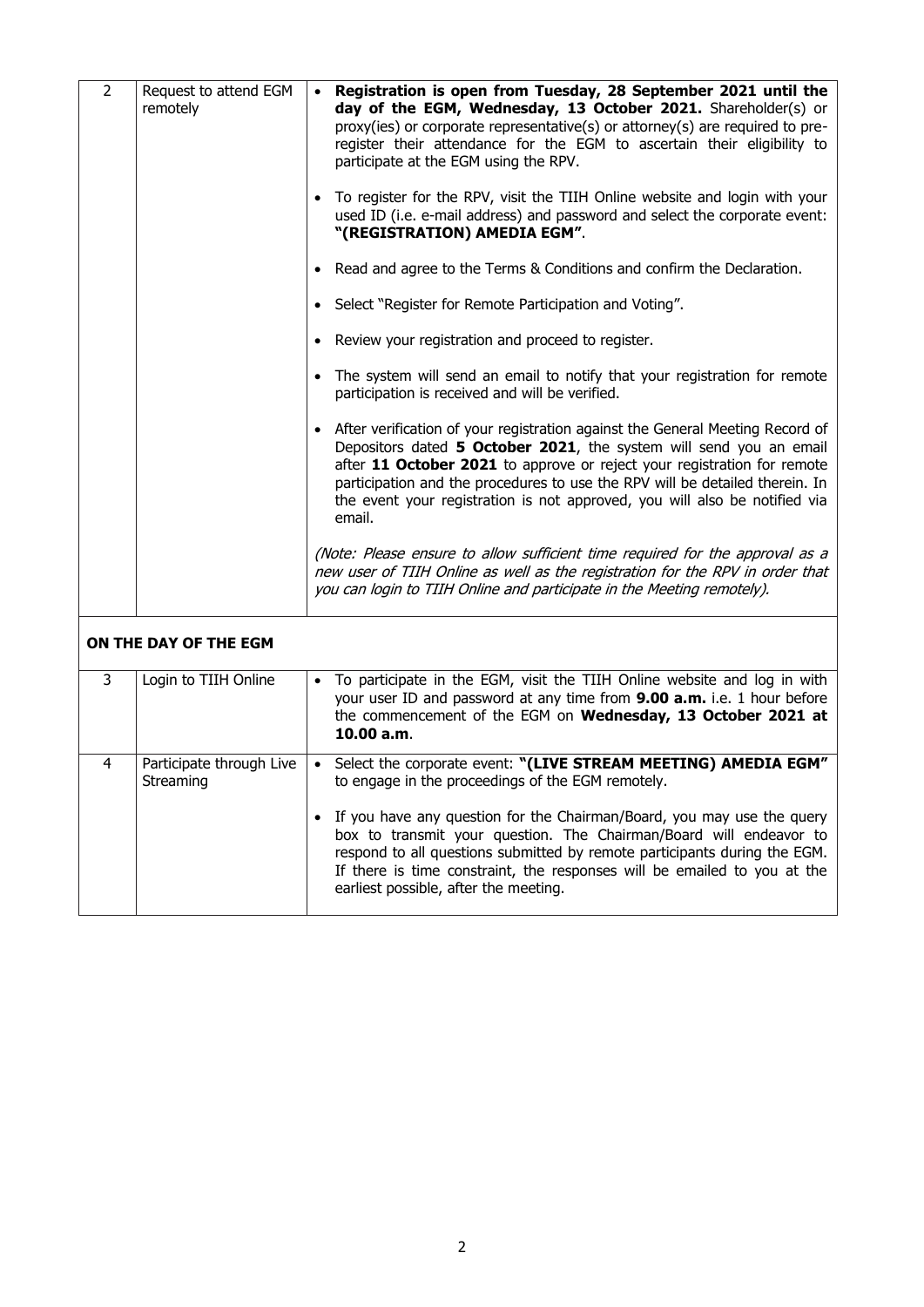| | | |
|---|---|---|
| 2 | Request to attend EGM remotely | • **Registration is open from Tuesday, 28 September 2021 until the day of the EGM, Wednesday, 13 October 2021.** Shareholder(s) or proxy(ies) or corporate representative(s) or attorney(s) are required to pre-register their attendance for the EGM to ascertain their eligibility to participate at the EGM using the RPV.<br><br>• To register for the RPV, visit the TIIH Online website and login with your used ID (i.e. e-mail address) and password and select the corporate event: **"(REGISTRATION) AMEDIA EGM"**.<br><br>• Read and agree to the Terms & Conditions and confirm the Declaration.<br><br>• Select "Register for Remote Participation and Voting".<br><br>• Review your registration and proceed to register.<br><br>• The system will send an email to notify that your registration for remote participation is received and will be verified.<br><br>• After verification of your registration against the General Meeting Record of Depositors dated **5 October 2021**, the system will send you an email after **11 October 2021** to approve or reject your registration for remote participation and the procedures to use the RPV will be detailed therein. In the event your registration is not approved, you will also be notified via email.<br><br>*(Note: Please ensure to allow sufficient time required for the approval as a new user of TIIH Online as well as the registration for the RPV in order that you can login to TIIH Online and participate in the Meeting remotely).* |
| **ON THE DAY OF THE EGM** | | |
| 3 | Login to TIIH Online | • To participate in the EGM, visit the TIIH Online website and log in with your user ID and password at any time from **9.00 a.m.** i.e. 1 hour before the commencement of the EGM on **Wednesday, 13 October 2021 at 10.00 a.m**. |
| 4 | Participate through Live Streaming | • Select the corporate event: **"(LIVE STREAM MEETING) AMEDIA EGM"** to engage in the proceedings of the EGM remotely.<br><br>• If you have any question for the Chairman/Board, you may use the query box to transmit your question. The Chairman/Board will endeavor to respond to all questions submitted by remote participants during the EGM. If there is time constraint, the responses will be emailed to you at the earliest possible, after the meeting. |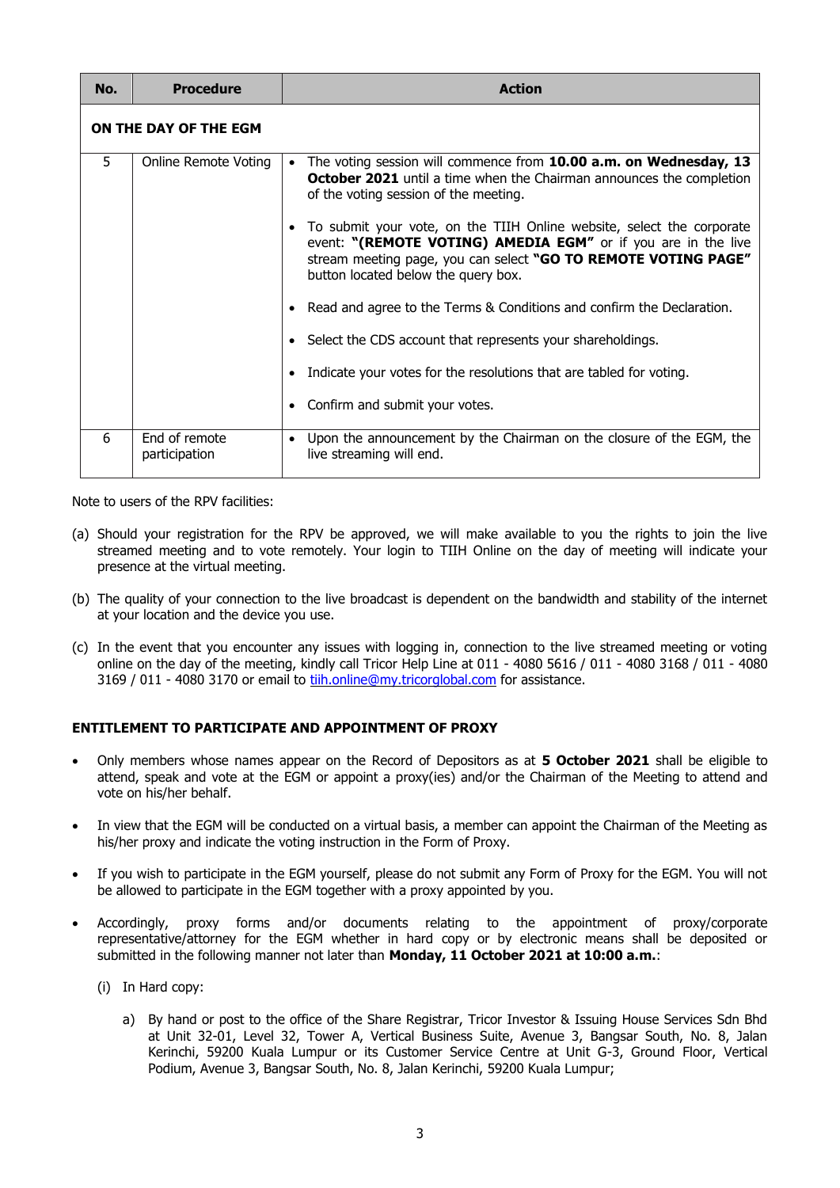| No. | Procedure | Action |
|---|---|---|
| **ON THE DAY OF THE EGM** | | |
| 5 | Online Remote Voting | • The voting session will commence from **10.00 a.m. on Wednesday, 13 October 2021** until a time when the Chairman announces the completion of the voting session of the meeting.<br>• To submit your vote, on the TIIH Online website, select the corporate event: **"(REMOTE VOTING) AMEDIA EGM"** or if you are in the live stream meeting page, you can select **"GO TO REMOTE VOTING PAGE"** button located below the query box.<br>• Read and agree to the Terms & Conditions and confirm the Declaration.<br>• Select the CDS account that represents your shareholdings.<br>• Indicate your votes for the resolutions that are tabled for voting.<br>• Confirm and submit your votes. |
| 6 | End of remote participation | • Upon the announcement by the Chairman on the closure of the EGM, the live streaming will end. |

Note to users of the RPV facilities:

(a) Should your registration for the RPV be approved, we will make available to you the rights to join the live streamed meeting and to vote remotely. Your login to TIIH Online on the day of meeting will indicate your presence at the virtual meeting.

(b) The quality of your connection to the live broadcast is dependent on the bandwidth and stability of the internet at your location and the device you use.

(c) In the event that you encounter any issues with logging in, connection to the live streamed meeting or voting online on the day of the meeting, kindly call Tricor Help Line at 011 - 4080 5616 / 011 - 4080 3168 / 011 - 4080 3169 / 011 - 4080 3170 or email to tiih.online@my.tricorglobal.com for assistance.

**ENTITLEMENT TO PARTICIPATE AND APPOINTMENT OF PROXY**

- Only members whose names appear on the Record of Depositors as at **5 October 2021** shall be eligible to attend, speak and vote at the EGM or appoint a proxy(ies) and/or the Chairman of the Meeting to attend and vote on his/her behalf.
- In view that the EGM will be conducted on a virtual basis, a member can appoint the Chairman of the Meeting as his/her proxy and indicate the voting instruction in the Form of Proxy.
- If you wish to participate in the EGM yourself, please do not submit any Form of Proxy for the EGM. You will not be allowed to participate in the EGM together with a proxy appointed by you.
- Accordingly, proxy forms and/or documents relating to the appointment of proxy/corporate representative/attorney for the EGM whether in hard copy or by electronic means shall be deposited or submitted in the following manner not later than **Monday, 11 October 2021 at 10:00 a.m.**:

    (i) In Hard copy:

    a) By hand or post to the office of the Share Registrar, Tricor Investor & Issuing House Services Sdn Bhd at Unit 32-01, Level 32, Tower A, Vertical Business Suite, Avenue 3, Bangsar South, No. 8, Jalan Kerinchi, 59200 Kuala Lumpur or its Customer Service Centre at Unit G-3, Ground Floor, Vertical Podium, Avenue 3, Bangsar South, No. 8, Jalan Kerinchi, 59200 Kuala Lumpur;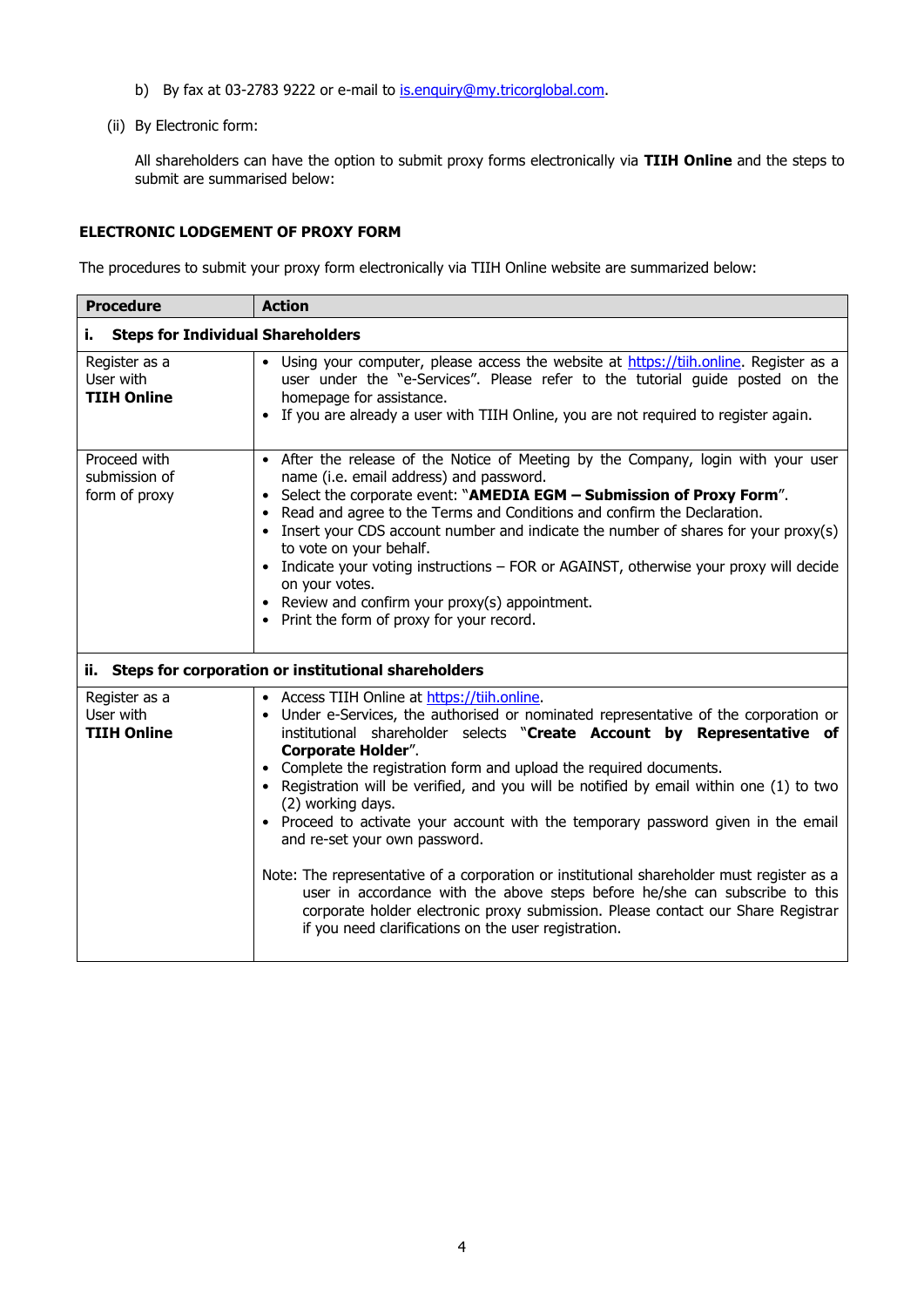b) By fax at 03-2783 9222 or e-mail to is.enquiry@my.tricorglobal.com.

(ii) By Electronic form:

All shareholders can have the option to submit proxy forms electronically via **TIIH Online** and the steps to submit are summarised below:

**ELECTRONIC LODGEMENT OF PROXY FORM**

The procedures to submit your proxy form electronically via TIIH Online website are summarized below:

| Procedure | Action |
|---|---|
| **i. Steps for Individual Shareholders** | |
| Register as a User with **TIIH Online** | • Using your computer, please access the website at https://tiih.online. Register as a user under the "e-Services". Please refer to the tutorial guide posted on the homepage for assistance.<br>• If you are already a user with TIIH Online, you are not required to register again. |
| Proceed with submission of form of proxy | • After the release of the Notice of Meeting by the Company, login with your user name (i.e. email address) and password.<br>• Select the corporate event: "**AMEDIA EGM – Submission of Proxy Form**".<br>• Read and agree to the Terms and Conditions and confirm the Declaration.<br>• Insert your CDS account number and indicate the number of shares for your proxy(s) to vote on your behalf.<br>• Indicate your voting instructions – FOR or AGAINST, otherwise your proxy will decide on your votes.<br>• Review and confirm your proxy(s) appointment.<br>• Print the form of proxy for your record. |
| **ii. Steps for corporation or institutional shareholders** | |
| Register as a User with **TIIH Online** | • Access TIIH Online at https://tiih.online.<br>• Under e-Services, the authorised or nominated representative of the corporation or institutional shareholder selects "**Create Account by Representative of Corporate Holder**".<br>• Complete the registration form and upload the required documents.<br>• Registration will be verified, and you will be notified by email within one (1) to two (2) working days.<br>• Proceed to activate your account with the temporary password given in the email and re-set your own password.<br><br>Note: The representative of a corporation or institutional shareholder must register as a user in accordance with the above steps before he/she can subscribe to this corporate holder electronic proxy submission. Please contact our Share Registrar if you need clarifications on the user registration. |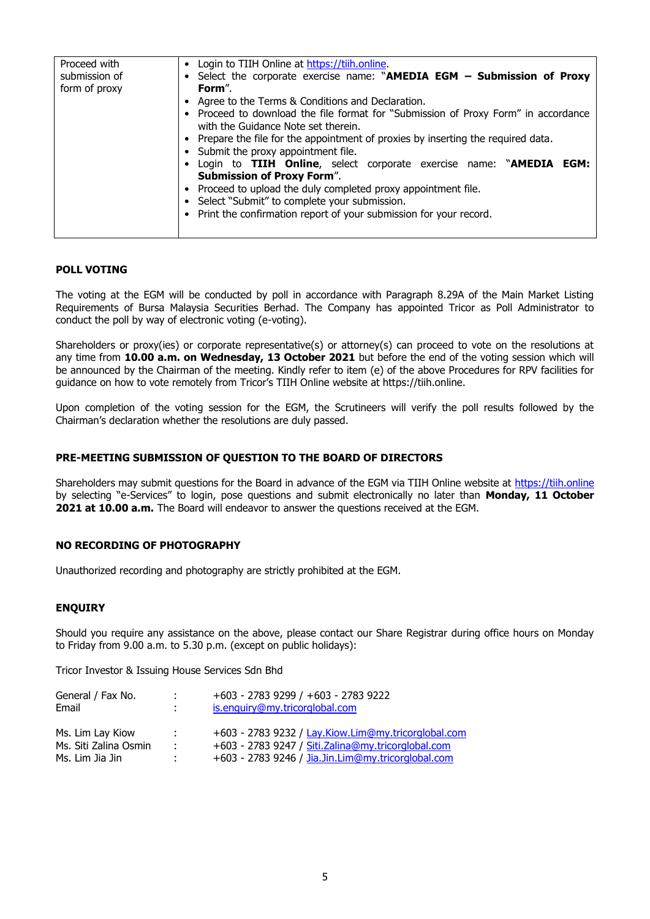| | |
|---|---|
| Proceed with submission of form of proxy | • Login to TIIH Online at https://tiih.online.<br>• Select the corporate exercise name: "**AMEDIA EGM – Submission of Proxy Form**".<br>• Agree to the Terms & Conditions and Declaration.<br>• Proceed to download the file format for "Submission of Proxy Form" in accordance with the Guidance Note set therein.<br>• Prepare the file for the appointment of proxies by inserting the required data.<br>• Submit the proxy appointment file.<br>• Login to **TIIH Online**, select corporate exercise name: "**AMEDIA EGM: Submission of Proxy Form**".<br>• Proceed to upload the duly completed proxy appointment file.<br>• Select "Submit" to complete your submission.<br>• Print the confirmation report of your submission for your record. |

**POLL VOTING**

The voting at the EGM will be conducted by poll in accordance with Paragraph 8.29A of the Main Market Listing Requirements of Bursa Malaysia Securities Berhad. The Company has appointed Tricor as Poll Administrator to conduct the poll by way of electronic voting (e-voting).

Shareholders or proxy(ies) or corporate representative(s) or attorney(s) can proceed to vote on the resolutions at any time from **10.00 a.m. on Wednesday, 13 October 2021** but before the end of the voting session which will be announced by the Chairman of the meeting. Kindly refer to item (e) of the above Procedures for RPV facilities for guidance on how to vote remotely from Tricor's TIIH Online website at https://tiih.online.

Upon completion of the voting session for the EGM, the Scrutineers will verify the poll results followed by the Chairman's declaration whether the resolutions are duly passed.

**PRE-MEETING SUBMISSION OF QUESTION TO THE BOARD OF DIRECTORS**

Shareholders may submit questions for the Board in advance of the EGM via TIIH Online website at https://tiih.online by selecting "e-Services" to login, pose questions and submit electronically no later than **Monday, 11 October 2021 at 10.00 a.m.** The Board will endeavor to answer the questions received at the EGM.

**NO RECORDING OF PHOTOGRAPHY**

Unauthorized recording and photography are strictly prohibited at the EGM.

**ENQUIRY**

Should you require any assistance on the above, please contact our Share Registrar during office hours on Monday to Friday from 9.00 a.m. to 5.30 p.m. (except on public holidays):

Tricor Investor & Issuing House Services Sdn Bhd

| | | |
|---|---|---|
| General / Fax No. | : | +603 - 2783 9299 / +603 - 2783 9222 |
| Email | : | is.enquiry@my.tricorglobal.com |
| Ms. Lim Lay Kiow | : | +603 - 2783 9232 / Lay.Kiow.Lim@my.tricorglobal.com |
| Ms. Siti Zalina Osmin | : | +603 - 2783 9247 / Siti.Zalina@my.tricorglobal.com |
| Ms. Lim Jia Jin | : | +603 - 2783 9246 / Jia.Jin.Lim@my.tricorglobal.com |